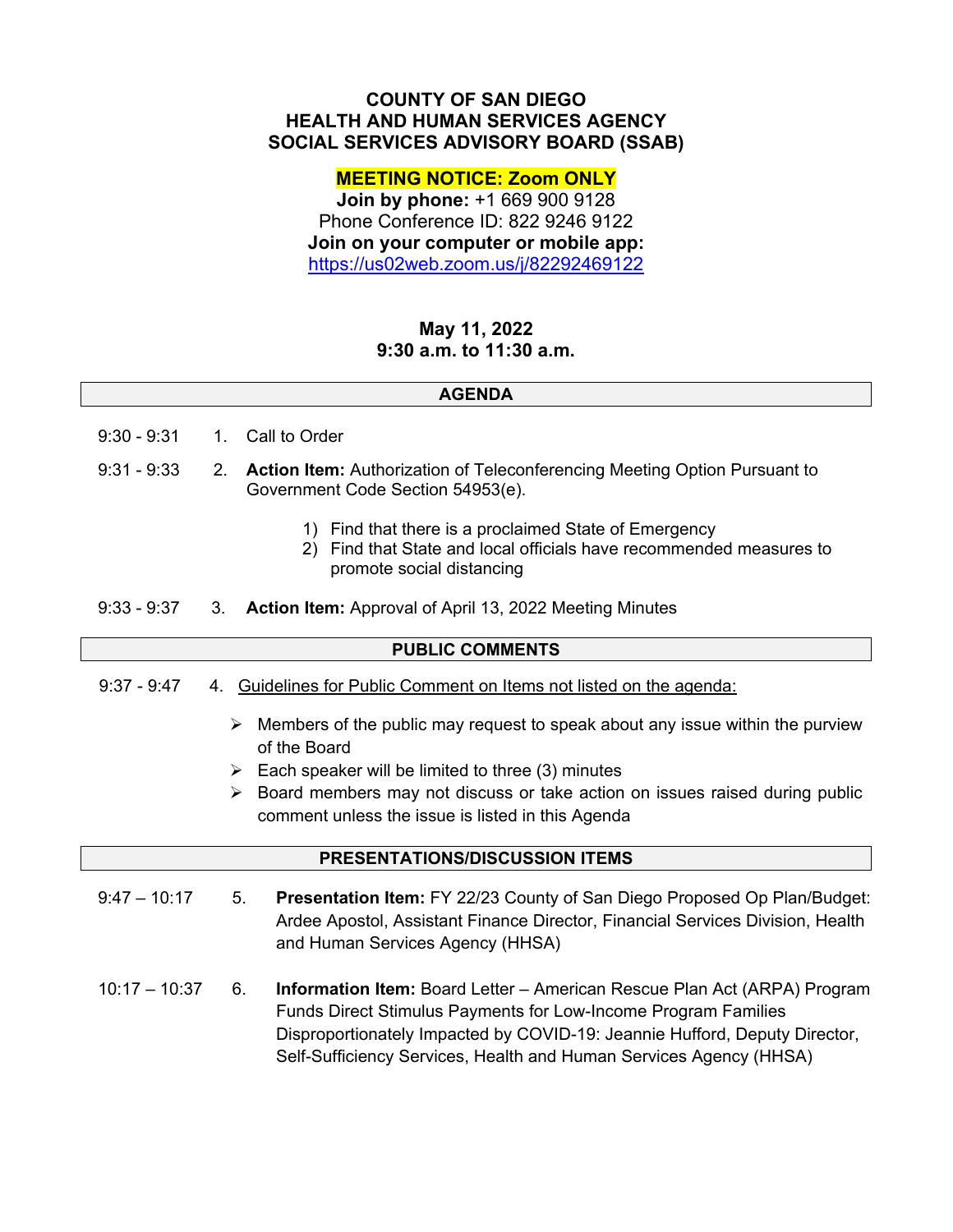# COUNTY OF SAN DIEGO
# HEALTH AND HUMAN SERVICES AGENCY
# SOCIAL SERVICES ADVISORY BOARD (SSAB)

**MEETING NOTICE: Zoom ONLY**

**Join by phone:** +1 669 900 9128
Phone Conference ID: 822 9246 9122
**Join on your computer or mobile app:**
https://us02web.zoom.us/j/82292469122

**May 11, 2022**
**9:30 a.m. to 11:30 a.m.**

## AGENDA

9:30 - 9:31 1. Call to Order

9:31 - 9:33 2. **Action Item:** Authorization of Teleconferencing Meeting Option Pursuant to Government Code Section 54953(e).

1) Find that there is a proclaimed State of Emergency
2) Find that State and local officials have recommended measures to promote social distancing

9:33 - 9:37 3. **Action Item:** Approval of April 13, 2022 Meeting Minutes

## PUBLIC COMMENTS

9:37 - 9:47 4. Guidelines for Public Comment on Items not listed on the agenda:

- Members of the public may request to speak about any issue within the purview of the Board
- Each speaker will be limited to three (3) minutes
- Board members may not discuss or take action on issues raised during public comment unless the issue is listed in this Agenda

## PRESENTATIONS/DISCUSSION ITEMS

9:47 – 10:17 5. **Presentation Item:** FY 22/23 County of San Diego Proposed Op Plan/Budget: Ardee Apostol, Assistant Finance Director, Financial Services Division, Health and Human Services Agency (HHSA)

10:17 – 10:37 6. **Information Item:** Board Letter – American Rescue Plan Act (ARPA) Program Funds Direct Stimulus Payments for Low-Income Program Families Disproportionately Impacted by COVID-19: Jeannie Hufford, Deputy Director, Self-Sufficiency Services, Health and Human Services Agency (HHSA)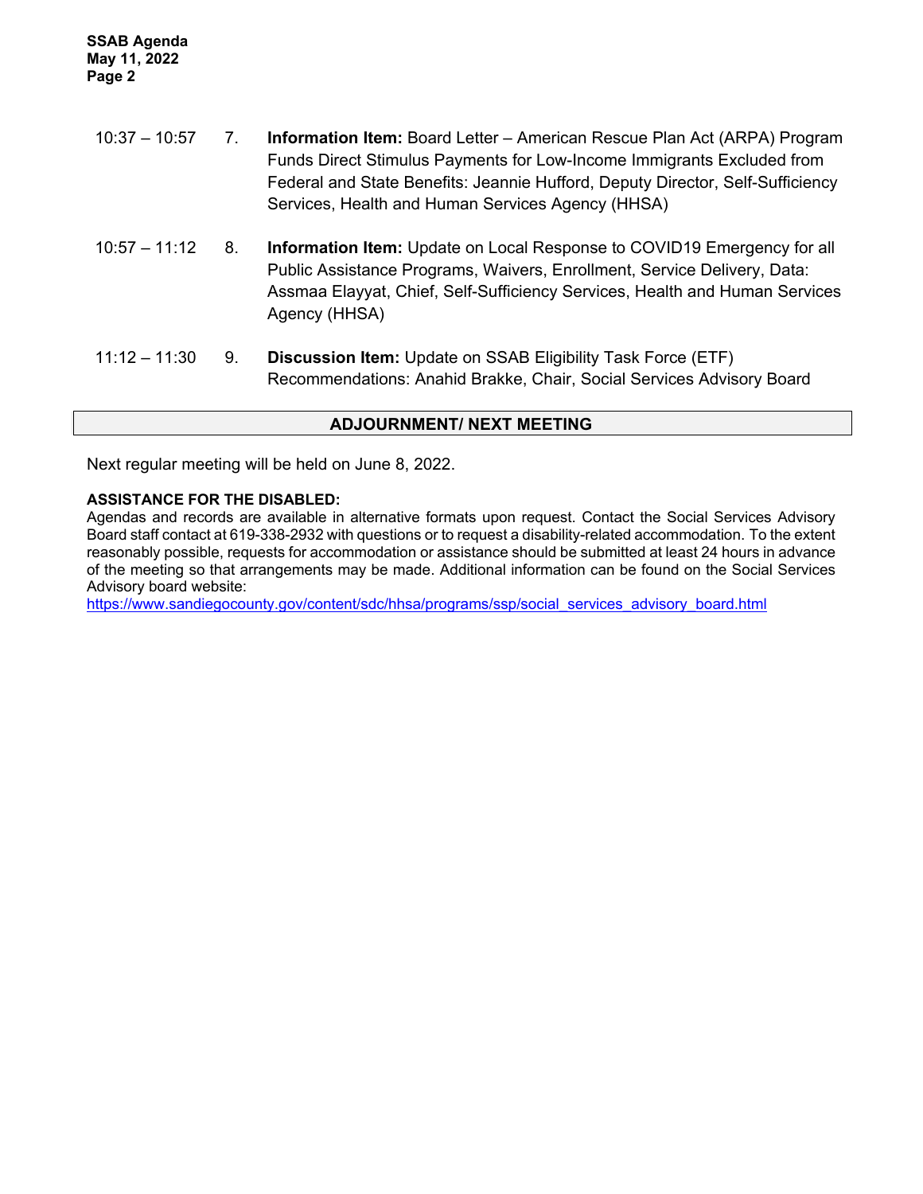| | | |
|---|---|---|
| 10:37 – 10:57 | 7. | **Information Item:** Board Letter – American Rescue Plan Act (ARPA) Program Funds Direct Stimulus Payments for Low-Income Immigrants Excluded from Federal and State Benefits: Jeannie Hufford, Deputy Director, Self-Sufficiency Services, Health and Human Services Agency (HHSA) |
| 10:57 – 11:12 | 8. | **Information Item:** Update on Local Response to COVID19 Emergency for all Public Assistance Programs, Waivers, Enrollment, Service Delivery, Data: Assmaa Elayyat, Chief, Self-Sufficiency Services, Health and Human Services Agency (HHSA) |
| 11:12 – 11:30 | 9. | **Discussion Item:** Update on SSAB Eligibility Task Force (ETF) Recommendations: Anahid Brakke, Chair, Social Services Advisory Board |

## ADJOURNMENT/ NEXT MEETING

Next regular meeting will be held on June 8, 2022.

**ASSISTANCE FOR THE DISABLED:**

Agendas and records are available in alternative formats upon request. Contact the Social Services Advisory Board staff contact at 619-338-2932 with questions or to request a disability-related accommodation. To the extent reasonably possible, requests for accommodation or assistance should be submitted at least 24 hours in advance of the meeting so that arrangements may be made. Additional information can be found on the Social Services Advisory board website:
https://www.sandiegocounty.gov/content/sdc/hhsa/programs/ssp/social_services_advisory_board.html